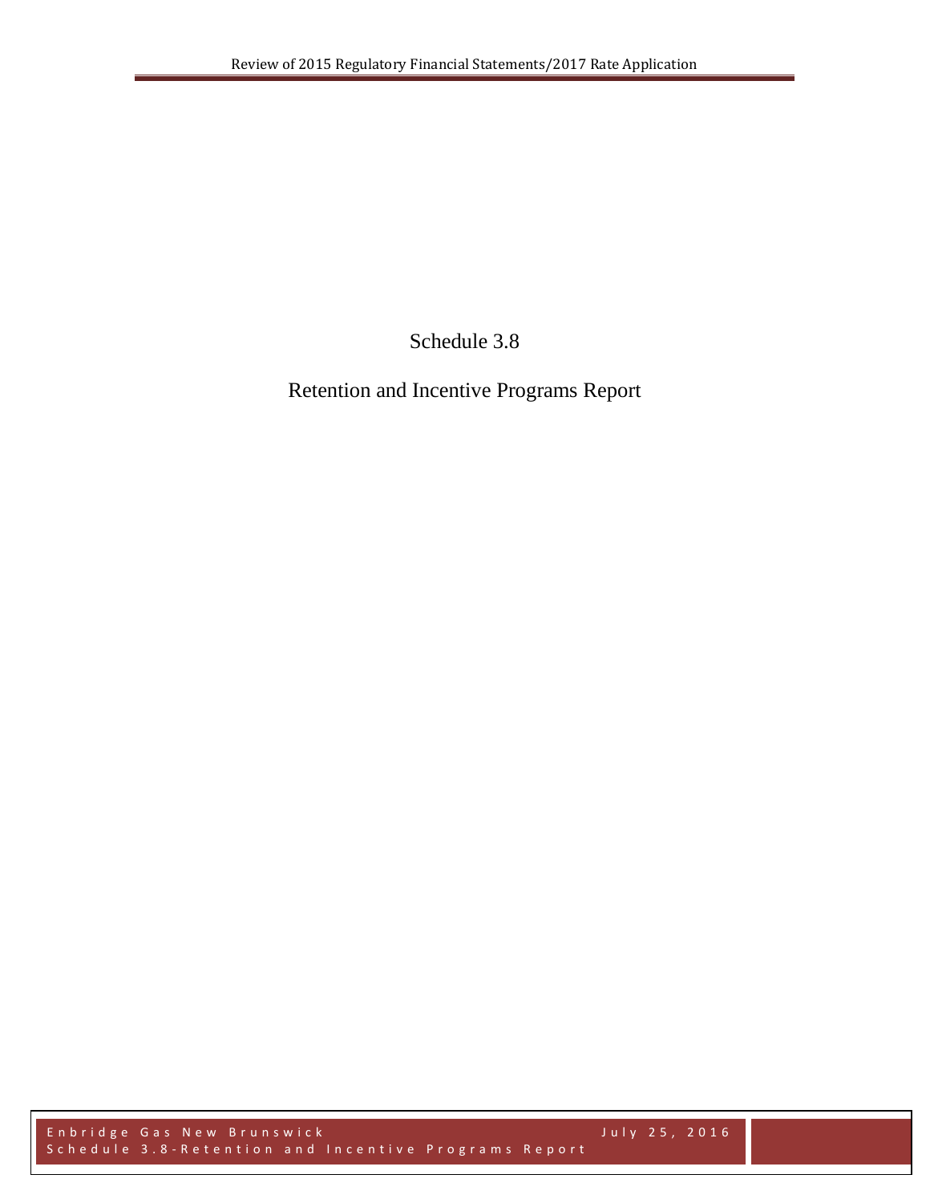# Schedule 3.8

## Retention and Incentive Programs Report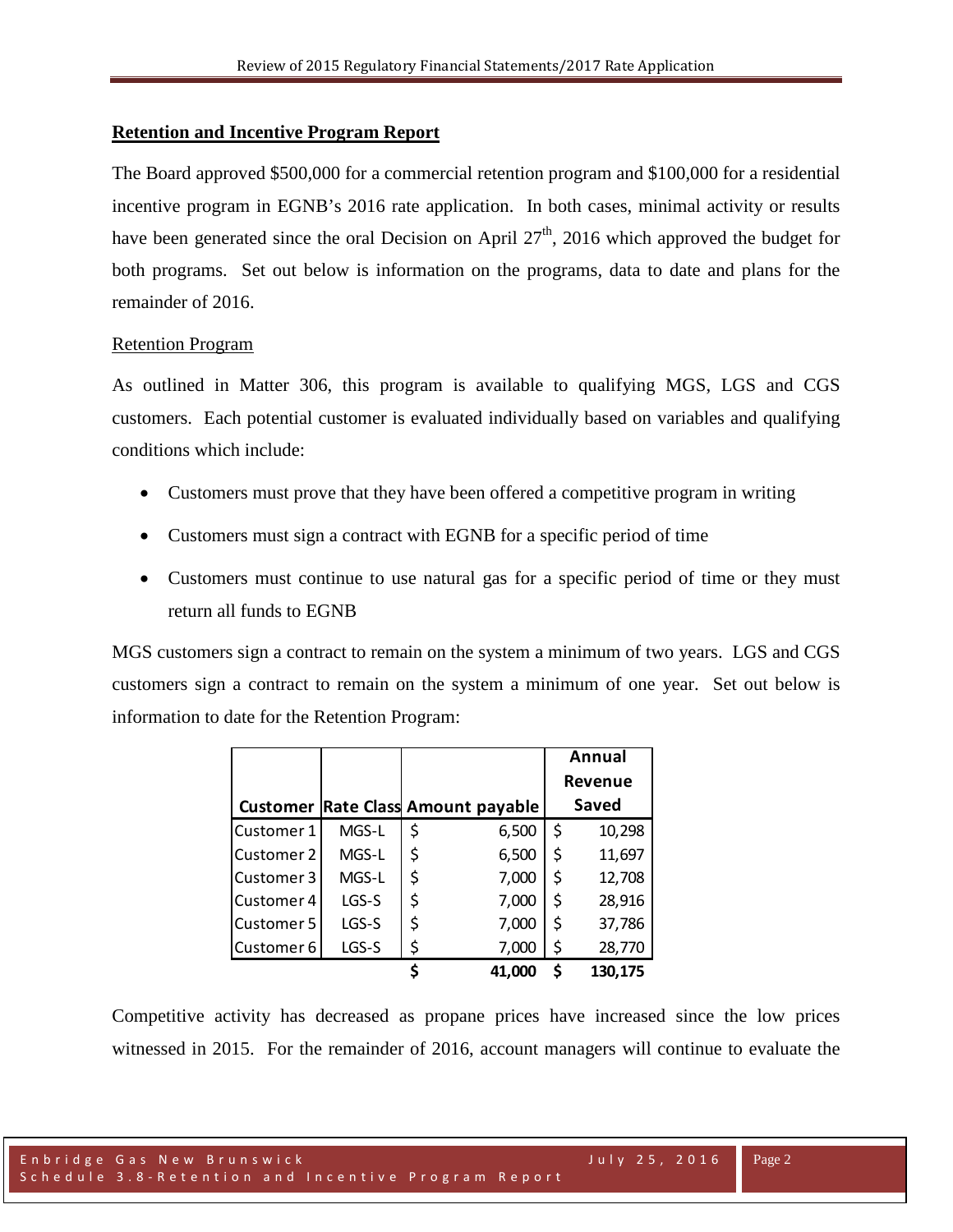**Retention and Incentive Program Report**

The Board approved $500,000 for a commercial retention program and $100,000 for a residential incentive program in EGNB's 2016 rate application. In both cases, minimal activity or results have been generated since the oral Decision on April 27th, 2016 which approved the budget for both programs. Set out below is information on the programs, data to date and plans for the remainder of 2016.

Retention Program

As outlined in Matter 306, this program is available to qualifying MGS, LGS and CGS customers. Each potential customer is evaluated individually based on variables and qualifying conditions which include:

- Customers must prove that they have been offered a competitive program in writing
- Customers must sign a contract with EGNB for a specific period of time
- Customers must continue to use natural gas for a specific period of time or they must return all funds to EGNB

MGS customers sign a contract to remain on the system a minimum of two years. LGS and CGS customers sign a contract to remain on the system a minimum of one year. Set out below is information to date for the Retention Program:

| Customer | Rate Class | Amount payable | Annual Revenue Saved |
|---|---|---|---|
| Customer 1 | MGS-L | $ 6,500 | $ 10,298 |
| Customer 2 | MGS-L | $ 6,500 | $ 11,697 |
| Customer 3 | MGS-L | $ 7,000 | $ 12,708 |
| Customer 4 | LGS-S | $ 7,000 | $ 28,916 |
| Customer 5 | LGS-S | $ 7,000 | $ 37,786 |
| Customer 6 | LGS-S | $ 7,000 | $ 28,770 |
| | | **$ 41,000** | **$ 130,175** |

Competitive activity has decreased as propane prices have increased since the low prices witnessed in 2015. For the remainder of 2016, account managers will continue to evaluate the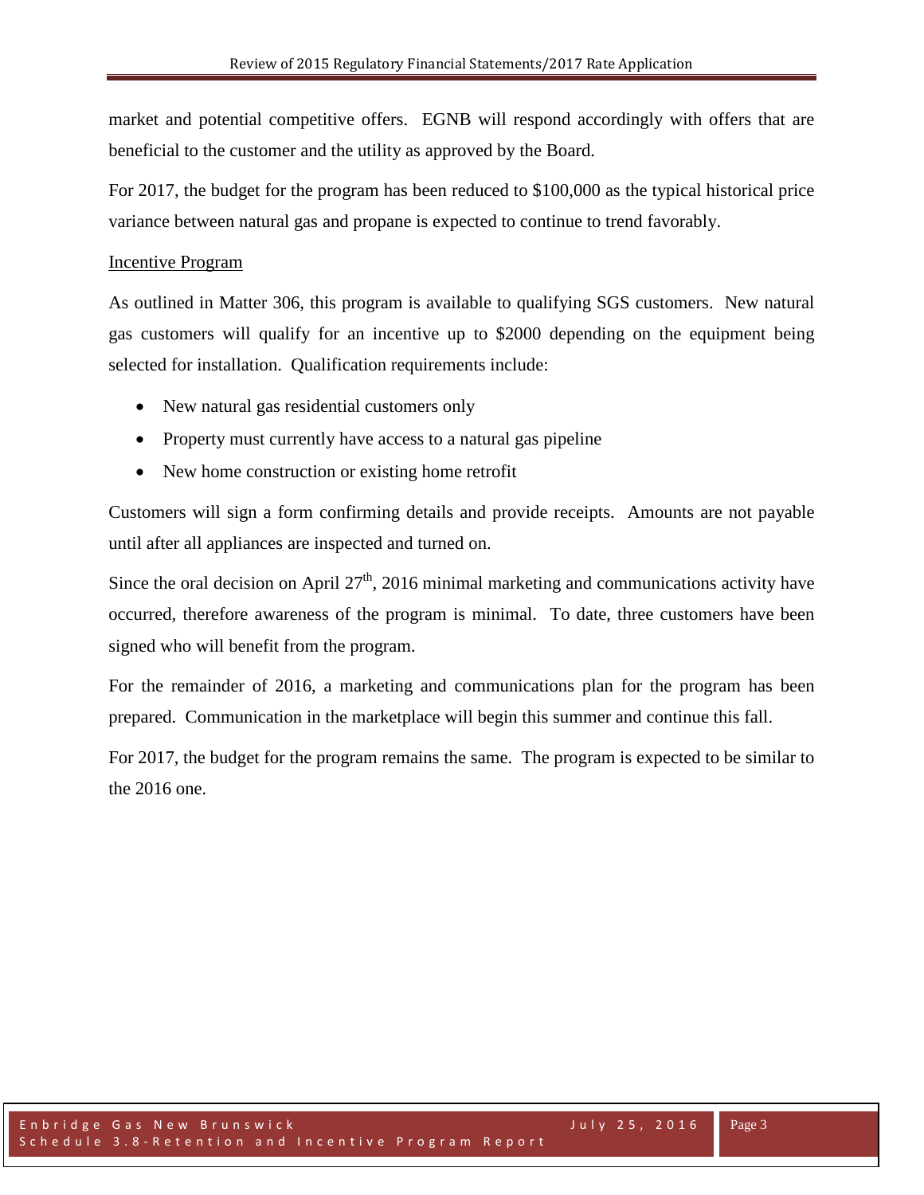market and potential competitive offers. EGNB will respond accordingly with offers that are beneficial to the customer and the utility as approved by the Board.

For 2017, the budget for the program has been reduced to $100,000 as the typical historical price variance between natural gas and propane is expected to continue to trend favorably.

Incentive Program

As outlined in Matter 306, this program is available to qualifying SGS customers. New natural gas customers will qualify for an incentive up to $2000 depending on the equipment being selected for installation. Qualification requirements include:

- New natural gas residential customers only
- Property must currently have access to a natural gas pipeline
- New home construction or existing home retrofit

Customers will sign a form confirming details and provide receipts. Amounts are not payable until after all appliances are inspected and turned on.

Since the oral decision on April 27th, 2016 minimal marketing and communications activity have occurred, therefore awareness of the program is minimal. To date, three customers have been signed who will benefit from the program.

For the remainder of 2016, a marketing and communications plan for the program has been prepared. Communication in the marketplace will begin this summer and continue this fall.

For 2017, the budget for the program remains the same. The program is expected to be similar to the 2016 one.